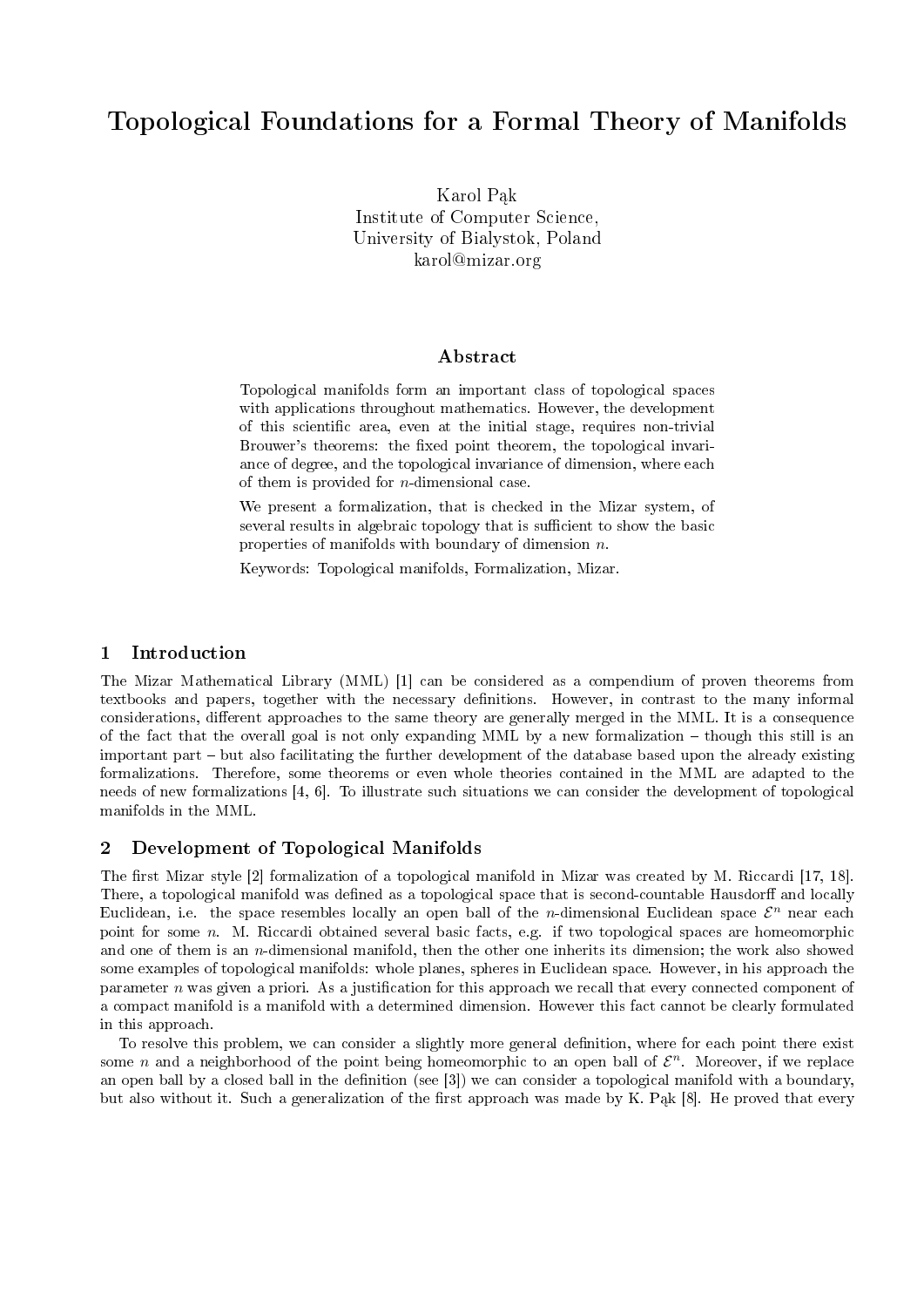# Topological Foundations for a Formal Theory of Manifolds

Karol Pąk
Institute of Computer Science,
University of Bialystok, Poland
karol@mizar.org

## Abstract

Topological manifolds form an important class of topological spaces with applications throughout mathematics. However, the development of this scientific area, even at the initial stage, requires non-trivial Brouwer's theorems: the fixed point theorem, the topological invariance of degree, and the topological invariance of dimension, where each of them is provided for $n$-dimensional case.

We present a formalization, that is checked in the Mizar system, of several results in algebraic topology that is sufficient to show the basic properties of manifolds with boundary of dimension $n$.

Keywords: Topological manifolds, Formalization, Mizar.

## 1 Introduction

The Mizar Mathematical Library (MML) [1] can be considered as a compendium of proven theorems from textbooks and papers, together with the necessary definitions. However, in contrast to the many informal considerations, different approaches to the same theory are generally merged in the MML. It is a consequence of the fact that the overall goal is not only expanding MML by a new formalization – though this still is an important part – but also facilitating the further development of the database based upon the already existing formalizations. Therefore, some theorems or even whole theories contained in the MML are adapted to the needs of new formalizations [4, 6]. To illustrate such situations we can consider the development of topological manifolds in the MML.

## 2 Development of Topological Manifolds

The first Mizar style [2] formalization of a topological manifold in Mizar was created by M. Riccardi [17, 18]. There, a topological manifold was defined as a topological space that is second-countable Hausdorff and locally Euclidean, i.e. the space resembles locally an open ball of the $n$-dimensional Euclidean space $\mathcal{E}^n$ near each point for some $n$. M. Riccardi obtained several basic facts, e.g. if two topological spaces are homeomorphic and one of them is an $n$-dimensional manifold, then the other one inherits its dimension; the work also showed some examples of topological manifolds: whole planes, spheres in Euclidean space. However, in his approach the parameter $n$ was given a priori. As a justification for this approach we recall that every connected component of a compact manifold is a manifold with a determined dimension. However this fact cannot be clearly formulated in this approach.

To resolve this problem, we can consider a slightly more general definition, where for each point there exist some $n$ and a neighborhood of the point being homeomorphic to an open ball of $\mathcal{E}^n$. Moreover, if we replace an open ball by a closed ball in the definition (see [3]) we can consider a topological manifold with a boundary, but also without it. Such a generalization of the first approach was made by K. Pąk [8]. He proved that every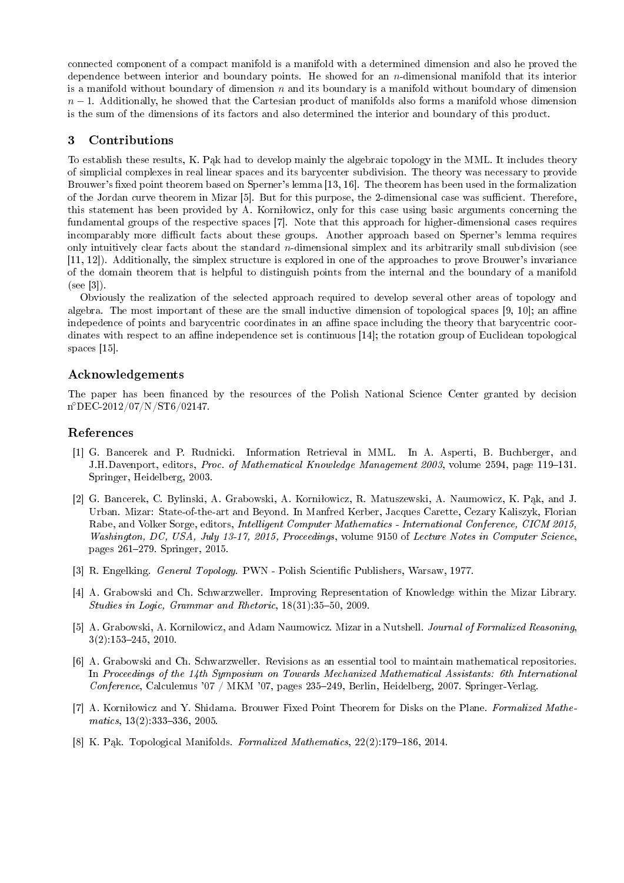connected component of a compact manifold is a manifold with a determined dimension and also he proved the dependence between interior and boundary points. He showed for an $n$-dimensional manifold that its interior is a manifold without boundary of dimension $n$ and its boundary is a manifold without boundary of dimension $n-1$. Additionally, he showed that the Cartesian product of manifolds also forms a manifold whose dimension is the sum of the dimensions of its factors and also determined the interior and boundary of this product.

## 3 Contributions

To establish these results, K. Pąk had to develop mainly the algebraic topology in the MML. It includes theory of simplicial complexes in real linear spaces and its barycenter subdivision. The theory was necessary to provide Brouwer's fixed point theorem based on Sperner's lemma [13, 16]. The theorem has been used in the formalization of the Jordan curve theorem in Mizar [5]. But for this purpose, the 2-dimensional case was sufficient. Therefore, this statement has been provided by A. Korniłowicz, only for this case using basic arguments concerning the fundamental groups of the respective spaces [7]. Note that this approach for higher-dimensional cases requires incomparably more difficult facts about these groups. Another approach based on Sperner's lemma requires only intuitively clear facts about the standard $n$-dimensional simplex and its arbitrarily small subdivision (see [11, 12]). Additionally, the simplex structure is explored in one of the approaches to prove Brouwer's invariance of the domain theorem that is helpful to distinguish points from the internal and the boundary of a manifold (see [3]).

Obviously the realization of the selected approach required to develop several other areas of topology and algebra. The most important of these are the small inductive dimension of topological spaces [9, 10]; an affine indepedence of points and barycentric coordinates in an affine space including the theory that barycentric coordinates with respect to an affine independence set is continuous [14]; the rotation group of Euclidean topological spaces [15].

### Acknowledgements

The paper has been financed by the resources of the Polish National Science Center granted by decision n°DEC-2012/07/N/ST6/02147.

### References

[1] G. Bancerek and P. Rudnicki. Information Retrieval in MML. In A. Asperti, B. Buchberger, and J.H.Davenport, editors, *Proc. of Mathematical Knowledge Management 2003*, volume 2594, page 119–131. Springer, Heidelberg, 2003.

[2] G. Bancerek, C. Bylinski, A. Grabowski, A. Korniłowicz, R. Matuszewski, A. Naumowicz, K. Pąk, and J. Urban. Mizar: State-of-the-art and Beyond. In Manfred Kerber, Jacques Carette, Cezary Kaliszyk, Florian Rabe, and Volker Sorge, editors, *Intelligent Computer Mathematics - International Conference, CICM 2015, Washington, DC, USA, July 13-17, 2015, Proceedings*, volume 9150 of *Lecture Notes in Computer Science*, pages 261–279. Springer, 2015.

[3] R. Engelking. *General Topology*. PWN - Polish Scientific Publishers, Warsaw, 1977.

[4] A. Grabowski and Ch. Schwarzweller. Improving Representation of Knowledge within the Mizar Library. *Studies in Logic, Grammar and Rhetoric*, 18(31):35–50, 2009.

[5] A. Grabowski, A. Kornilowicz, and Adam Naumowicz. Mizar in a Nutshell. *Journal of Formalized Reasoning*, 3(2):153–245, 2010.

[6] A. Grabowski and Ch. Schwarzweller. Revisions as an essential tool to maintain mathematical repositories. In *Proceedings of the 14th Symposium on Towards Mechanized Mathematical Assistants: 6th International Conference*, Calculemus '07 / MKM '07, pages 235–249, Berlin, Heidelberg, 2007. Springer-Verlag.

[7] A. Korniłowicz and Y. Shidama. Brouwer Fixed Point Theorem for Disks on the Plane. *Formalized Mathematics*, 13(2):333–336, 2005.

[8] K. Pąk. Topological Manifolds. *Formalized Mathematics*, 22(2):179–186, 2014.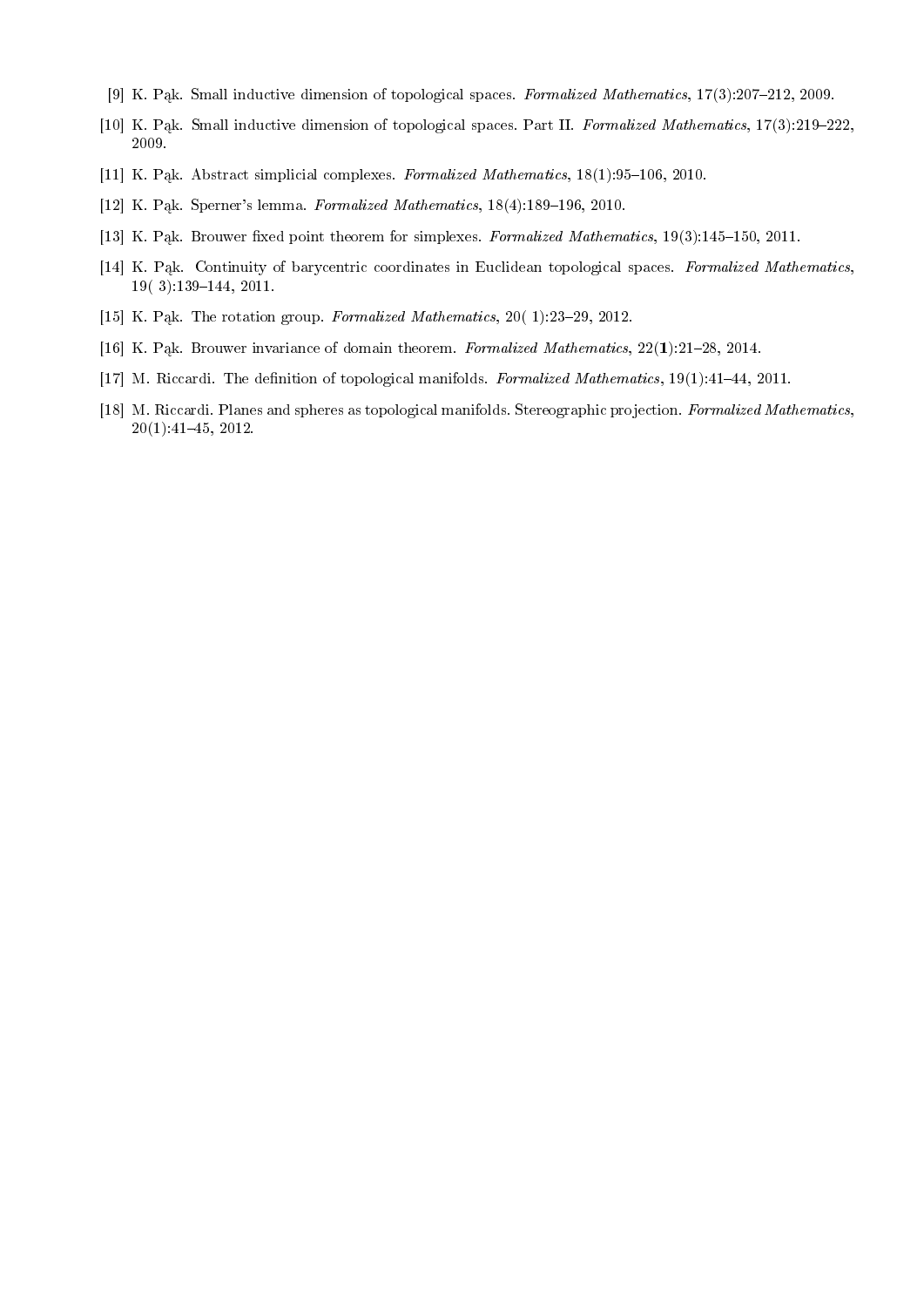[9] K. Pąk. Small inductive dimension of topological spaces. *Formalized Mathematics*, 17(3):207–212, 2009.

[10] K. Pąk. Small inductive dimension of topological spaces. Part II. *Formalized Mathematics*, 17(3):219–222, 2009.

[11] K. Pąk. Abstract simplicial complexes. *Formalized Mathematics*, 18(1):95–106, 2010.

[12] K. Pąk. Sperner's lemma. *Formalized Mathematics*, 18(4):189–196, 2010.

[13] K. Pąk. Brouwer fixed point theorem for simplexes. *Formalized Mathematics*, 19(3):145–150, 2011.

[14] K. Pąk. Continuity of barycentric coordinates in Euclidean topological spaces. *Formalized Mathematics*, 19( 3):139–144, 2011.

[15] K. Pąk. The rotation group. *Formalized Mathematics*, 20( 1):23–29, 2012.

[16] K. Pąk. Brouwer invariance of domain theorem. *Formalized Mathematics*, 22(**1**):21–28, 2014.

[17] M. Riccardi. The definition of topological manifolds. *Formalized Mathematics*, 19(1):41–44, 2011.

[18] M. Riccardi. Planes and spheres as topological manifolds. Stereographic projection. *Formalized Mathematics*, 20(1):41–45, 2012.